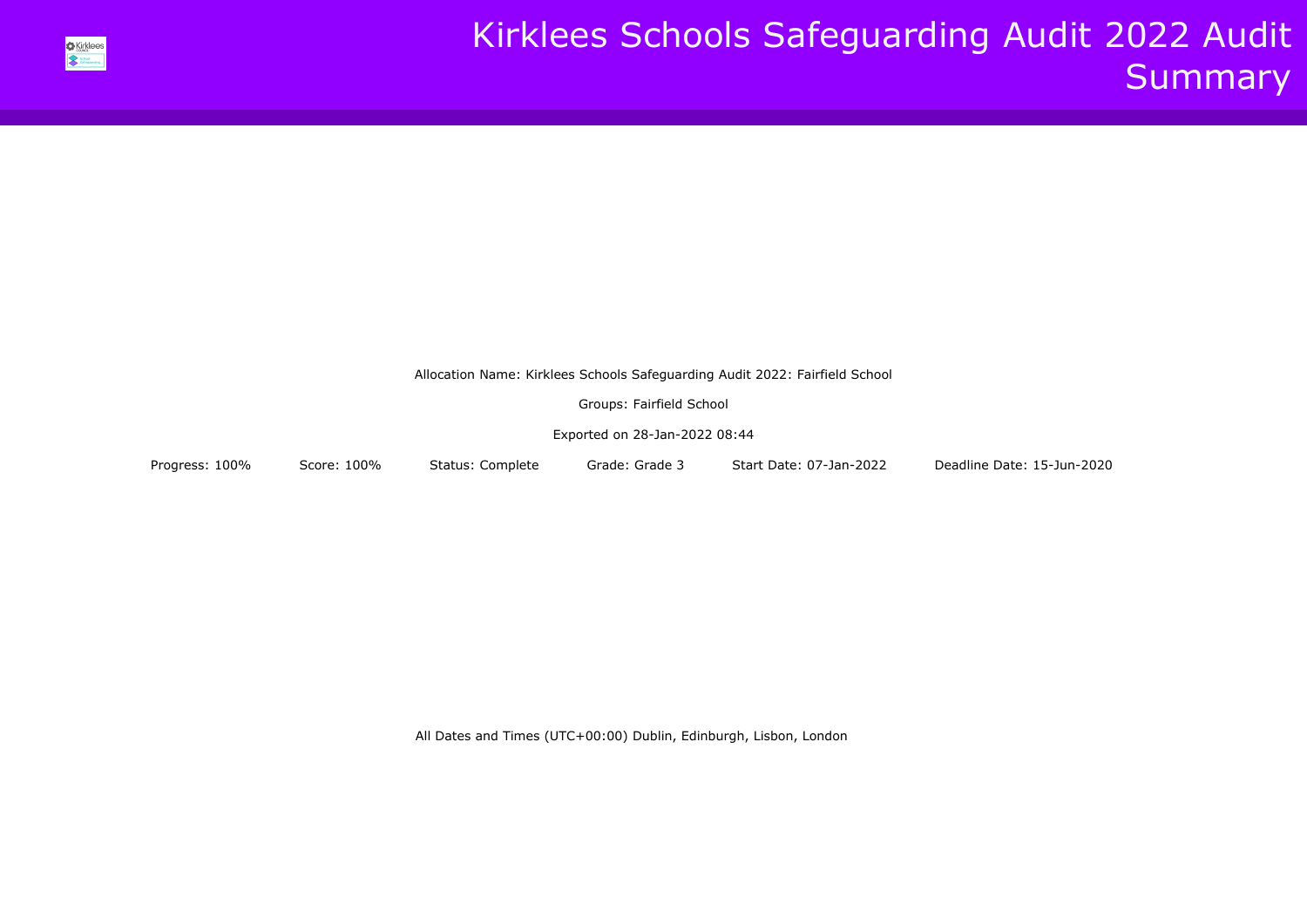# Kirklees Schools Safeguarding Audit 2022 Audit Summary

Allocation Name: Kirklees Schools Safeguarding Audit 2022: Fairfield School

Groups: Fairfield School

Exported on 28-Jan-2022 08:44

Progress: 100% Score: 100% Status: Complete Grade: Grade 3 Start Date: 07-Jan-2022 Deadline Date: 15-Jun-2020

All Dates and Times (UTC+00:00) Dublin, Edinburgh, Lisbon, London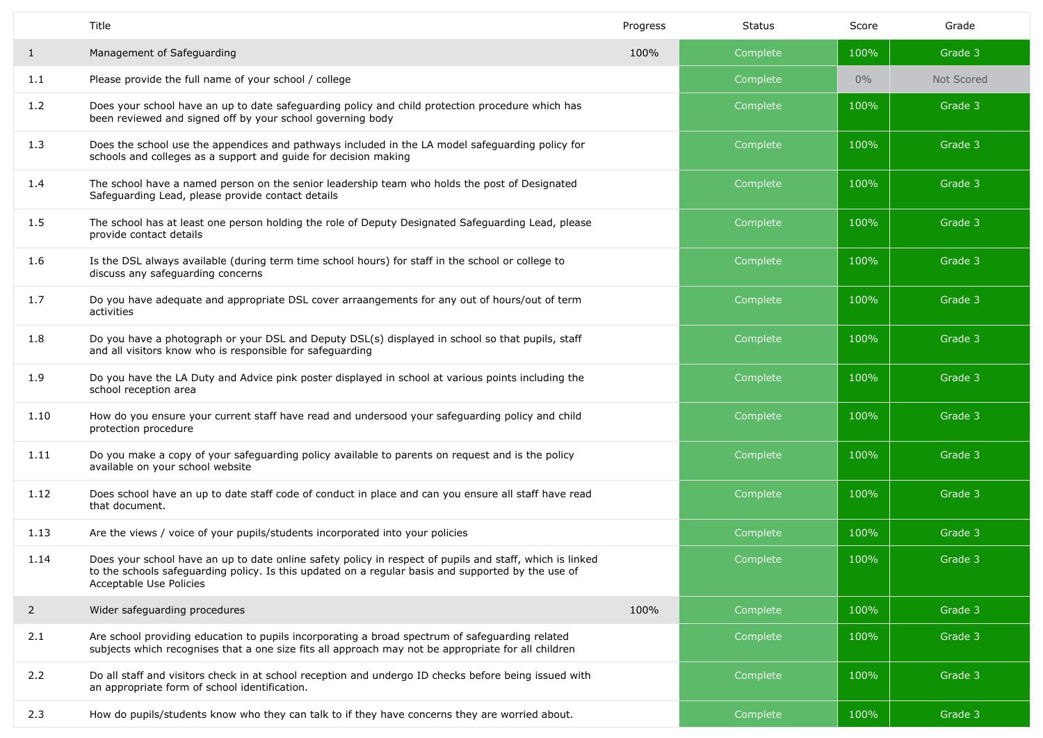| | Title | Progress | Status | Score | Grade |
|---|---|---|---|---|---|
| 1 | Management of Safeguarding | 100% | Complete | 100% | Grade 3 |
| 1.1 | Please provide the full name of your school / college | | Complete | 0% | Not Scored |
| 1.2 | Does your school have an up to date safeguarding policy and child protection procedure which has been reviewed and signed off by your school governing body | | Complete | 100% | Grade 3 |
| 1.3 | Does the school use the appendices and pathways included in the LA model safeguarding policy for schools and colleges as a support and guide for decision making | | Complete | 100% | Grade 3 |
| 1.4 | The school have a named person on the senior leadership team who holds the post of Designated Safeguarding Lead, please provide contact details | | Complete | 100% | Grade 3 |
| 1.5 | The school has at least one person holding the role of Deputy Designated Safeguarding Lead, please provide contact details | | Complete | 100% | Grade 3 |
| 1.6 | Is the DSL always available (during term time school hours) for staff in the school or college to discuss any safeguarding concerns | | Complete | 100% | Grade 3 |
| 1.7 | Do you have adequate and appropriate DSL cover arraangements for any out of hours/out of term activities | | Complete | 100% | Grade 3 |
| 1.8 | Do you have a photograph or your DSL and Deputy DSL(s) displayed in school so that pupils, staff and all visitors know who is responsible for safeguarding | | Complete | 100% | Grade 3 |
| 1.9 | Do you have the LA Duty and Advice pink poster displayed in school at various points including the school reception area | | Complete | 100% | Grade 3 |
| 1.10 | How do you ensure your current staff have read and undersood your safeguarding policy and child protection procedure | | Complete | 100% | Grade 3 |
| 1.11 | Do you make a copy of your safeguarding policy available to parents on request and is the policy available on your school website | | Complete | 100% | Grade 3 |
| 1.12 | Does school have an up to date staff code of conduct in place and can you ensure all staff have read that document. | | Complete | 100% | Grade 3 |
| 1.13 | Are the views / voice of your pupils/students incorporated into your policies | | Complete | 100% | Grade 3 |
| 1.14 | Does your school have an up to date online safety policy in respect of pupils and staff, which is linked to the schools safeguarding policy. Is this updated on a regular basis and supported by the use of Acceptable Use Policies | | Complete | 100% | Grade 3 |
| 2 | Wider safeguarding procedures | 100% | Complete | 100% | Grade 3 |
| 2.1 | Are school providing education to pupils incorporating a broad spectrum of safeguarding related subjects which recognises that a one size fits all approach may not be appropriate for all children | | Complete | 100% | Grade 3 |
| 2.2 | Do all staff and visitors check in at school reception and undergo ID checks before being issued with an appropriate form of school identification. | | Complete | 100% | Grade 3 |
| 2.3 | How do pupils/students know who they can talk to if they have concerns they are worried about. | | Complete | 100% | Grade 3 |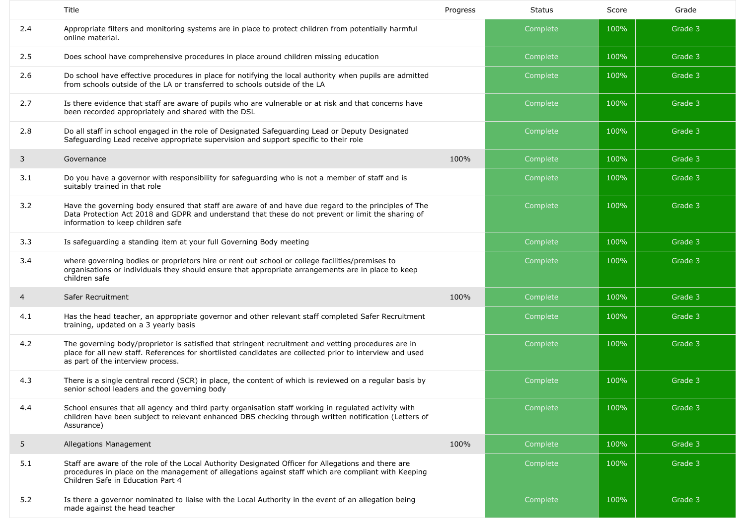| | Title | Progress | Status | Score | Grade |
|---|---|---|---|---|---|
| 2.4 | Appropriate filters and monitoring systems are in place to protect children from potentially harmful online material. | | Complete | 100% | Grade 3 |
| 2.5 | Does school have comprehensive procedures in place around children missing education | | Complete | 100% | Grade 3 |
| 2.6 | Do school have effective procedures in place for notifying the local authority when pupils are admitted from schools outside of the LA or transferred to schools outside of the LA | | Complete | 100% | Grade 3 |
| 2.7 | Is there evidence that staff are aware of pupils who are vulnerable or at risk and that concerns have been recorded appropriately and shared with the DSL | | Complete | 100% | Grade 3 |
| 2.8 | Do all staff in school engaged in the role of Designated Safeguarding Lead or Deputy Designated Safeguarding Lead receive appropriate supervision and support specific to their role | | Complete | 100% | Grade 3 |
| 3 | Governance | 100% | Complete | 100% | Grade 3 |
| 3.1 | Do you have a governor with responsibility for safeguarding who is not a member of staff and is suitably trained in that role | | Complete | 100% | Grade 3 |
| 3.2 | Have the governing body ensured that staff are aware of and have due regard to the principles of The Data Protection Act 2018 and GDPR and understand that these do not prevent or limit the sharing of information to keep children safe | | Complete | 100% | Grade 3 |
| 3.3 | Is safeguarding a standing item at your full Governing Body meeting | | Complete | 100% | Grade 3 |
| 3.4 | where governing bodies or proprietors hire or rent out school or college facilities/premises to organisations or individuals they should ensure that appropriate arrangements are in place to keep children safe | | Complete | 100% | Grade 3 |
| 4 | Safer Recruitment | 100% | Complete | 100% | Grade 3 |
| 4.1 | Has the head teacher, an appropriate governor and other relevant staff completed Safer Recruitment training, updated on a 3 yearly basis | | Complete | 100% | Grade 3 |
| 4.2 | The governing body/proprietor is satisfied that stringent recruitment and vetting procedures are in place for all new staff. References for shortlisted candidates are collected prior to interview and used as part of the interview process. | | Complete | 100% | Grade 3 |
| 4.3 | There is a single central record (SCR) in place, the content of which is reviewed on a regular basis by senior school leaders and the governing body | | Complete | 100% | Grade 3 |
| 4.4 | School ensures that all agency and third party organisation staff working in regulated activity with children have been subject to relevant enhanced DBS checking through written notification (Letters of Assurance) | | Complete | 100% | Grade 3 |
| 5 | Allegations Management | 100% | Complete | 100% | Grade 3 |
| 5.1 | Staff are aware of the role of the Local Authority Designated Officer for Allegations and there are procedures in place on the management of allegations against staff which are compliant with Keeping Children Safe in Education Part 4 | | Complete | 100% | Grade 3 |
| 5.2 | Is there a governor nominated to liaise with the Local Authority in the event of an allegation being made against the head teacher | | Complete | 100% | Grade 3 |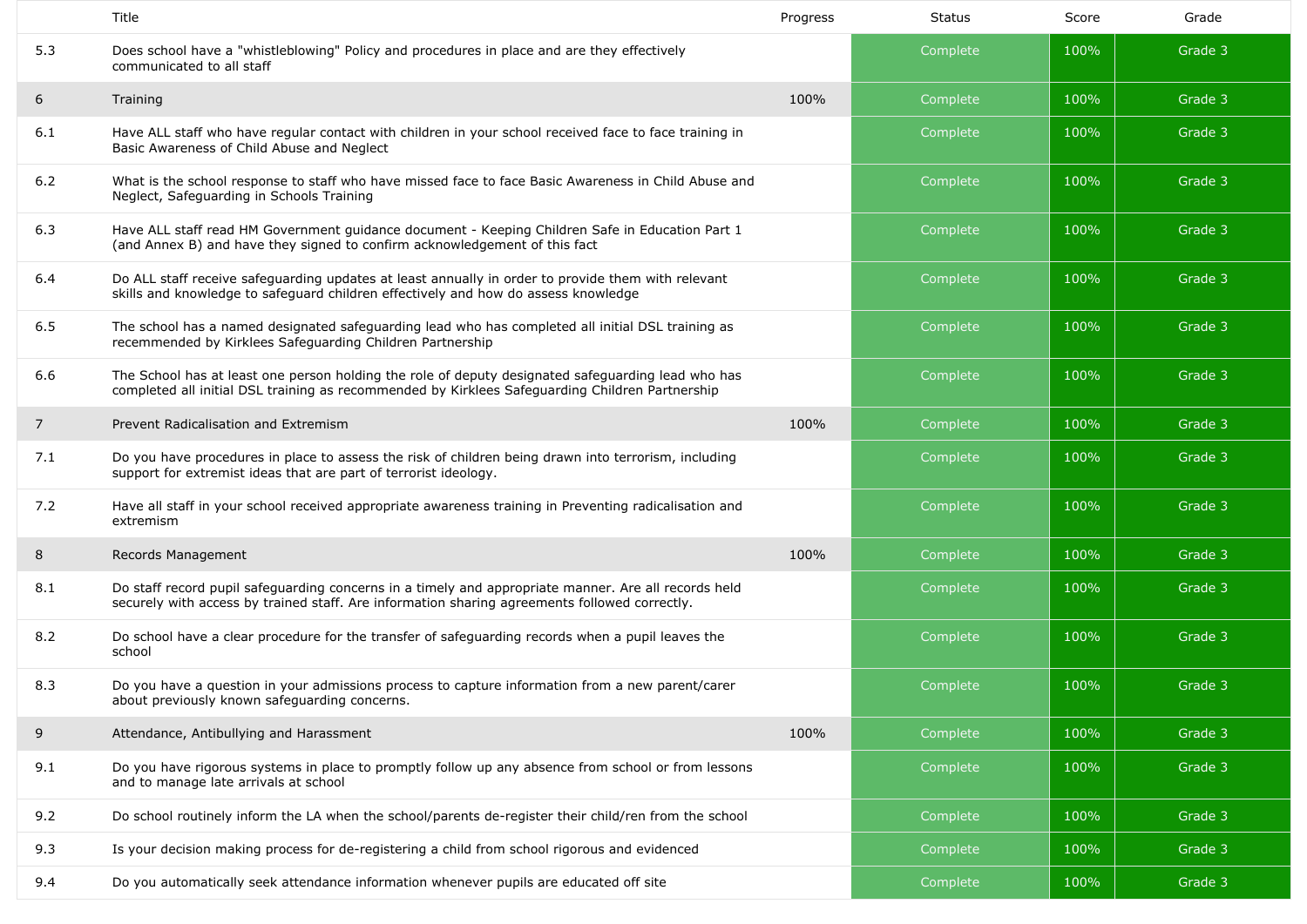| | Title | Progress | Status | Score | Grade |
|---|---|---|---|---|---|
| 5.3 | Does school have a "whistleblowing" Policy and procedures in place and are they effectively communicated to all staff | | Complete | 100% | Grade 3 |
| 6 | Training | 100% | Complete | 100% | Grade 3 |
| 6.1 | Have ALL staff who have regular contact with children in your school received face to face training in Basic Awareness of Child Abuse and Neglect | | Complete | 100% | Grade 3 |
| 6.2 | What is the school response to staff who have missed face to face Basic Awareness in Child Abuse and Neglect, Safeguarding in Schools Training | | Complete | 100% | Grade 3 |
| 6.3 | Have ALL staff read HM Government guidance document - Keeping Children Safe in Education Part 1 (and Annex B) and have they signed to confirm acknowledgement of this fact | | Complete | 100% | Grade 3 |
| 6.4 | Do ALL staff receive safeguarding updates at least annually in order to provide them with relevant skills and knowledge to safeguard children effectively and how do assess knowledge | | Complete | 100% | Grade 3 |
| 6.5 | The school has a named designated safeguarding lead who has completed all initial DSL training as recommended by Kirklees Safeguarding Children Partnership | | Complete | 100% | Grade 3 |
| 6.6 | The School has at least one person holding the role of deputy designated safeguarding lead who has completed all initial DSL training as recommended by Kirklees Safeguarding Children Partnership | | Complete | 100% | Grade 3 |
| 7 | Prevent Radicalisation and Extremism | 100% | Complete | 100% | Grade 3 |
| 7.1 | Do you have procedures in place to assess the risk of children being drawn into terrorism, including support for extremist ideas that are part of terrorist ideology. | | Complete | 100% | Grade 3 |
| 7.2 | Have all staff in your school received appropriate awareness training in Preventing radicalisation and extremism | | Complete | 100% | Grade 3 |
| 8 | Records Management | 100% | Complete | 100% | Grade 3 |
| 8.1 | Do staff record pupil safeguarding concerns in a timely and appropriate manner. Are all records held securely with access by trained staff. Are information sharing agreements followed correctly. | | Complete | 100% | Grade 3 |
| 8.2 | Do school have a clear procedure for the transfer of safeguarding records when a pupil leaves the school | | Complete | 100% | Grade 3 |
| 8.3 | Do you have a question in your admissions process to capture information from a new parent/carer about previously known safeguarding concerns. | | Complete | 100% | Grade 3 |
| 9 | Attendance, Antibullying and Harassment | 100% | Complete | 100% | Grade 3 |
| 9.1 | Do you have rigorous systems in place to promptly follow up any absence from school or from lessons and to manage late arrivals at school | | Complete | 100% | Grade 3 |
| 9.2 | Do school routinely inform the LA when the school/parents de-register their child/ren from the school | | Complete | 100% | Grade 3 |
| 9.3 | Is your decision making process for de-registering a child from school rigorous and evidenced | | Complete | 100% | Grade 3 |
| 9.4 | Do you automatically seek attendance information whenever pupils are educated off site | | Complete | 100% | Grade 3 |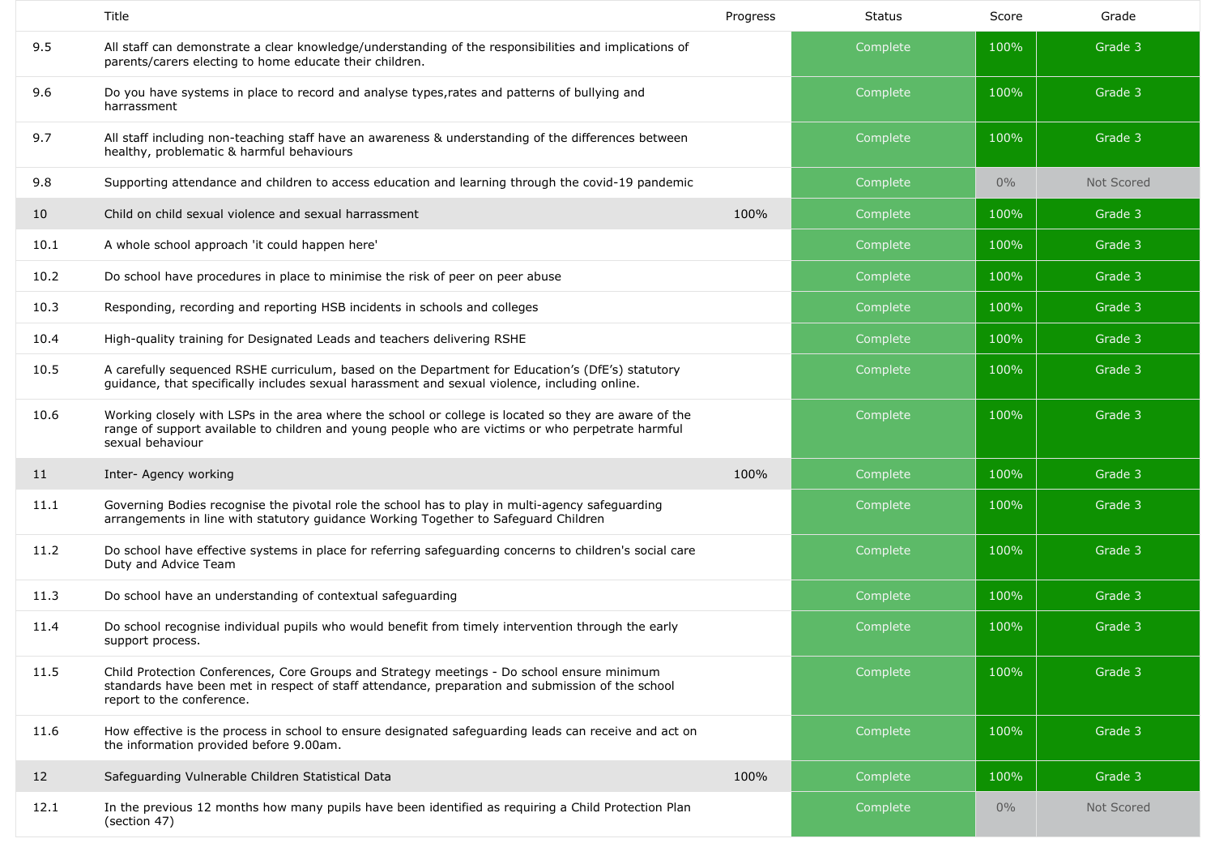| | Title | Progress | Status | Score | Grade |
|---|---|---|---|---|---|
| 9.5 | All staff can demonstrate a clear knowledge/understanding of the responsibilities and implications of parents/carers electing to home educate their children. | | Complete | 100% | Grade 3 |
| 9.6 | Do you have systems in place to record and analyse types,rates and patterns of bullying and harrassment | | Complete | 100% | Grade 3 |
| 9.7 | All staff including non-teaching staff have an awareness & understanding of the differences between healthy, problematic & harmful behaviours | | Complete | 100% | Grade 3 |
| 9.8 | Supporting attendance and children to access education and learning through the covid-19 pandemic | | Complete | 0% | Not Scored |
| 10 | Child on child sexual violence and sexual harrassment | 100% | Complete | 100% | Grade 3 |
| 10.1 | A whole school approach 'it could happen here' | | Complete | 100% | Grade 3 |
| 10.2 | Do school have procedures in place to minimise the risk of peer on peer abuse | | Complete | 100% | Grade 3 |
| 10.3 | Responding, recording and reporting HSB incidents in schools and colleges | | Complete | 100% | Grade 3 |
| 10.4 | High-quality training for Designated Leads and teachers delivering RSHE | | Complete | 100% | Grade 3 |
| 10.5 | A carefully sequenced RSHE curriculum, based on the Department for Education's (DfE's) statutory guidance, that specifically includes sexual harassment and sexual violence, including online. | | Complete | 100% | Grade 3 |
| 10.6 | Working closely with LSPs in the area where the school or college is located so they are aware of the range of support available to children and young people who are victims or who perpetrate harmful sexual behaviour | | Complete | 100% | Grade 3 |
| 11 | Inter- Agency working | 100% | Complete | 100% | Grade 3 |
| 11.1 | Governing Bodies recognise the pivotal role the school has to play in multi-agency safeguarding arrangements in line with statutory guidance Working Together to Safeguard Children | | Complete | 100% | Grade 3 |
| 11.2 | Do school have effective systems in place for referring safeguarding concerns to children's social care Duty and Advice Team | | Complete | 100% | Grade 3 |
| 11.3 | Do school have an understanding of contextual safeguarding | | Complete | 100% | Grade 3 |
| 11.4 | Do school recognise individual pupils who would benefit from timely intervention through the early support process. | | Complete | 100% | Grade 3 |
| 11.5 | Child Protection Conferences, Core Groups and Strategy meetings - Do school ensure minimum standards have been met in respect of staff attendance, preparation and submission of the school report to the conference. | | Complete | 100% | Grade 3 |
| 11.6 | How effective is the process in school to ensure designated safeguarding leads can receive and act on the information provided before 9.00am. | | Complete | 100% | Grade 3 |
| 12 | Safeguarding Vulnerable Children Statistical Data | 100% | Complete | 100% | Grade 3 |
| 12.1 | In the previous 12 months how many pupils have been identified as requiring a Child Protection Plan (section 47) | | Complete | 0% | Not Scored |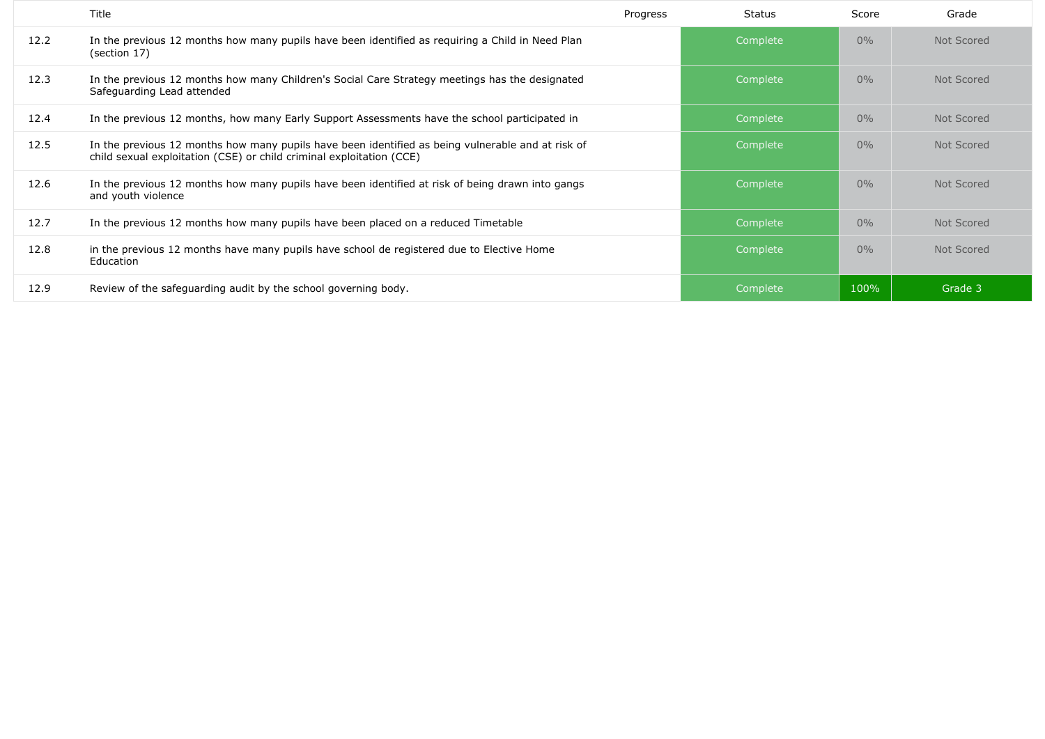| | Title | Progress | Status | Score | Grade |
|---|---|---|---|---|---|
| 12.2 | In the previous 12 months how many pupils have been identified as requiring a Child in Need Plan (section 17) | | Complete | 0% | Not Scored |
| 12.3 | In the previous 12 months how many Children's Social Care Strategy meetings has the designated Safeguarding Lead attended | | Complete | 0% | Not Scored |
| 12.4 | In the previous 12 months, how many Early Support Assessments have the school participated in | | Complete | 0% | Not Scored |
| 12.5 | In the previous 12 months how many pupils have been identified as being vulnerable and at risk of child sexual exploitation (CSE) or child criminal exploitation (CCE) | | Complete | 0% | Not Scored |
| 12.6 | In the previous 12 months how many pupils have been identified at risk of being drawn into gangs and youth violence | | Complete | 0% | Not Scored |
| 12.7 | In the previous 12 months how many pupils have been placed on a reduced Timetable | | Complete | 0% | Not Scored |
| 12.8 | in the previous 12 months have many pupils have school de registered due to Elective Home Education | | Complete | 0% | Not Scored |
| 12.9 | Review of the safeguarding audit by the school governing body. | | Complete | 100% | Grade 3 |